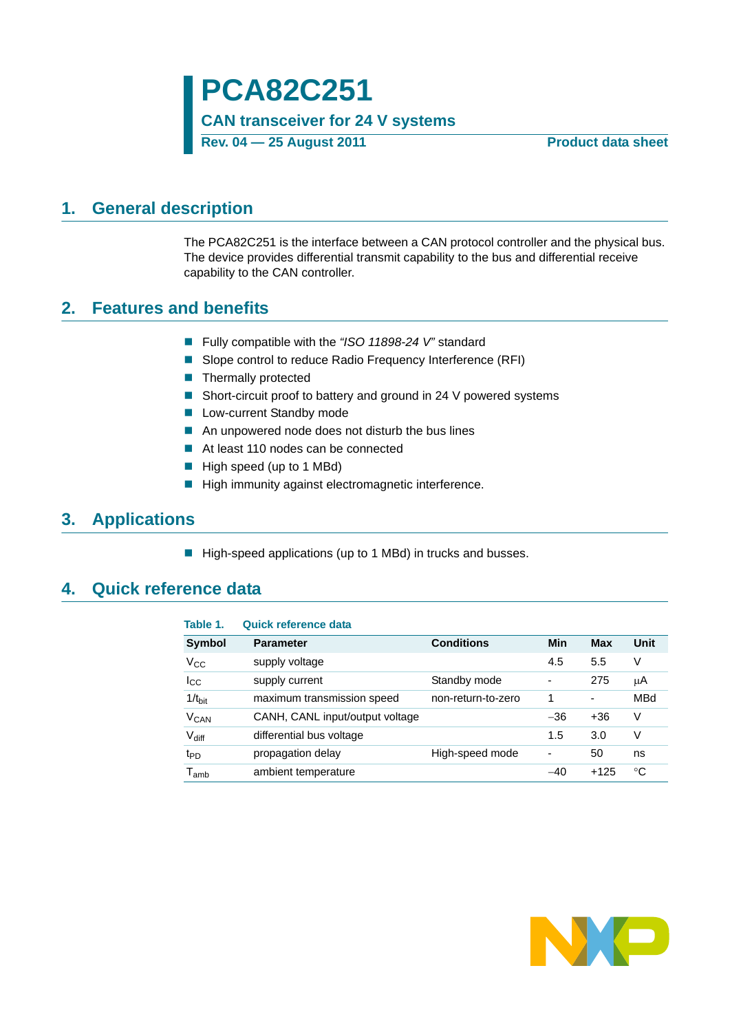# PCA82C251

**CAN transceiver for 24 V systems**

**Rev. 04 — 25 August 2011** **Product data sheet**

## 1. General description

The PCA82C251 is the interface between a CAN protocol controller and the physical bus. The device provides differential transmit capability to the bus and differential receive capability to the CAN controller.

## 2. Features and benefits

- Fully compatible with the *"ISO 11898-24 V"* standard
- Slope control to reduce Radio Frequency Interference (RFI)
- Thermally protected
- Short-circuit proof to battery and ground in 24 V powered systems
- Low-current Standby mode
- An unpowered node does not disturb the bus lines
- At least 110 nodes can be connected
- High speed (up to 1 MBd)
- High immunity against electromagnetic interference.

## 3. Applications

- High-speed applications (up to 1 MBd) in trucks and busses.

## 4. Quick reference data

**Table 1. Quick reference data**

| Symbol | Parameter | Conditions | Min | Max | Unit |
|---|---|---|---|---|---|
| $V_{CC}$ | supply voltage | | 4.5 | 5.5 | V |
| $I_{CC}$ | supply current | Standby mode | - | 275 | μA |
| $1/t_{bit}$ | maximum transmission speed | non-return-to-zero | 1 | - | MBd |
| $V_{CAN}$ | CANH, CANL input/output voltage | | −36 | +36 | V |
| $V_{diff}$ | differential bus voltage | | 1.5 | 3.0 | V |
| $t_{PD}$ | propagation delay | High-speed mode | - | 50 | ns |
| $T_{amb}$ | ambient temperature | | −40 | +125 | °C |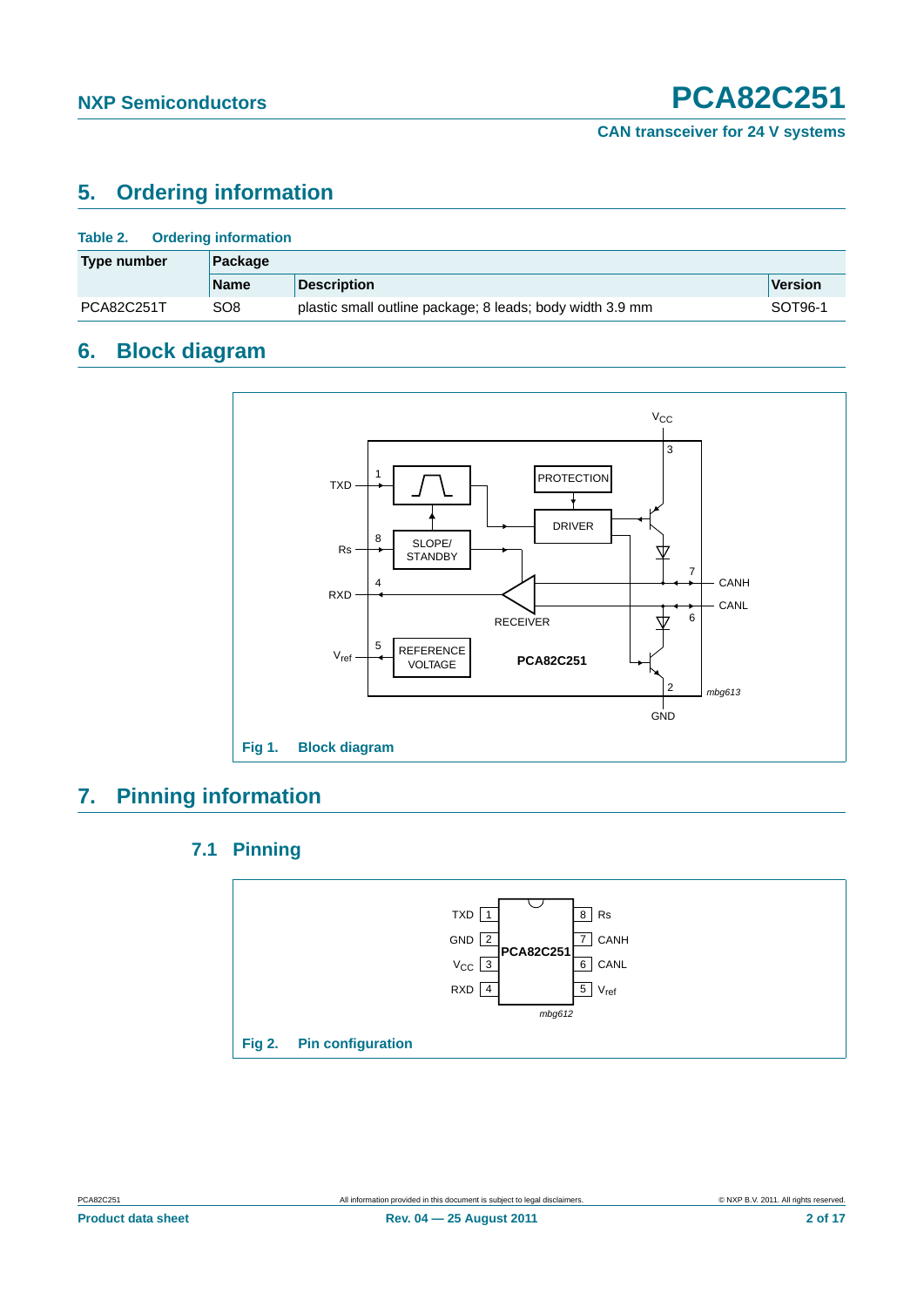## 5. Ordering information

**Table 2. Ordering information**

| Type number | Package | | |
|---|---|---|---|
| | **Name** | **Description** | **Version** |
| PCA82C251T | SO8 | plastic small outline package; 8 leads; body width 3.9 mm | SOT96-1 |

## 6. Block diagram

**Fig 1. Block diagram**

## 7. Pinning information

### 7.1 Pinning

**Fig 2. Pin configuration**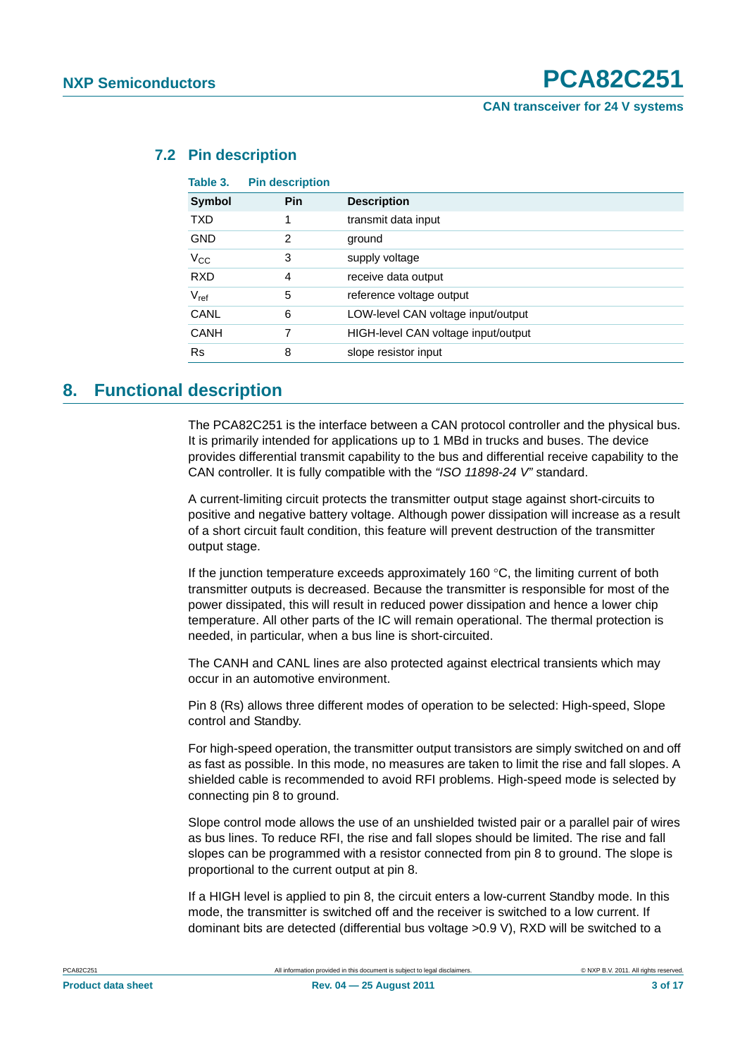### 7.2 Pin description

**Table 3. Pin description**

| Symbol | Pin | Description |
|---|---|---|
| TXD | 1 | transmit data input |
| GND | 2 | ground |
| $V_{CC}$ | 3 | supply voltage |
| RXD | 4 | receive data output |
| $V_{ref}$ | 5 | reference voltage output |
| CANL | 6 | LOW-level CAN voltage input/output |
| CANH | 7 | HIGH-level CAN voltage input/output |
| Rs | 8 | slope resistor input |

## 8. Functional description

The PCA82C251 is the interface between a CAN protocol controller and the physical bus. It is primarily intended for applications up to 1 MBd in trucks and buses. The device provides differential transmit capability to the bus and differential receive capability to the CAN controller. It is fully compatible with the *"ISO 11898-24 V"* standard.

A current-limiting circuit protects the transmitter output stage against short-circuits to positive and negative battery voltage. Although power dissipation will increase as a result of a short circuit fault condition, this feature will prevent destruction of the transmitter output stage.

If the junction temperature exceeds approximately 160 °C, the limiting current of both transmitter outputs is decreased. Because the transmitter is responsible for most of the power dissipated, this will result in reduced power dissipation and hence a lower chip temperature. All other parts of the IC will remain operational. The thermal protection is needed, in particular, when a bus line is short-circuited.

The CANH and CANL lines are also protected against electrical transients which may occur in an automotive environment.

Pin 8 (Rs) allows three different modes of operation to be selected: High-speed, Slope control and Standby.

For high-speed operation, the transmitter output transistors are simply switched on and off as fast as possible. In this mode, no measures are taken to limit the rise and fall slopes. A shielded cable is recommended to avoid RFI problems. High-speed mode is selected by connecting pin 8 to ground.

Slope control mode allows the use of an unshielded twisted pair or a parallel pair of wires as bus lines. To reduce RFI, the rise and fall slopes should be limited. The rise and fall slopes can be programmed with a resistor connected from pin 8 to ground. The slope is proportional to the current output at pin 8.

If a HIGH level is applied to pin 8, the circuit enters a low-current Standby mode. In this mode, the transmitter is switched off and the receiver is switched to a low current. If dominant bits are detected (differential bus voltage >0.9 V), RXD will be switched to a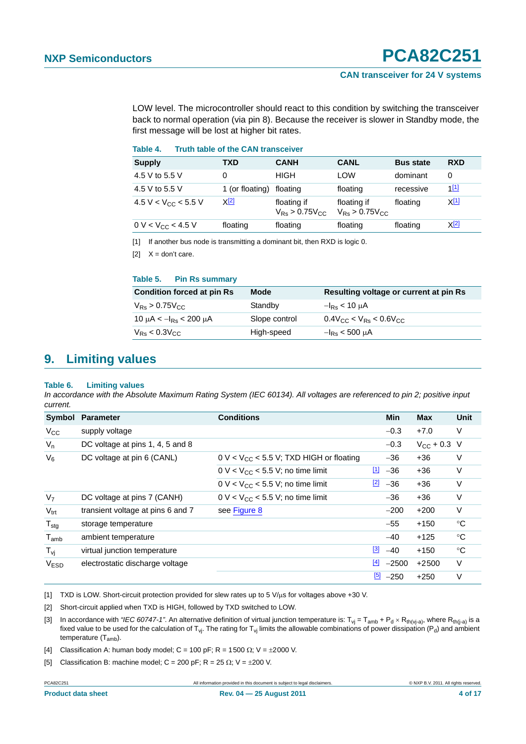LOW level. The microcontroller should react to this condition by switching the transceiver back to normal operation (via pin 8). Because the receiver is slower in Standby mode, the first message will be lost at higher bit rates.

**Table 4. Truth table of the CAN transceiver**

| Supply | TXD | CANH | CANL | Bus state | RXD |
|---|---|---|---|---|---|
| 4.5 V to 5.5 V | 0 | HIGH | LOW | dominant | 0 |
| 4.5 V to 5.5 V | 1 (or floating) | floating | floating | recessive | 1[1] |
| 4.5 V < $V_{CC}$ < 5.5 V | X[2] | floating if $V_{Rs}$ > 0.75$V_{CC}$ | floating if $V_{Rs}$ > 0.75$V_{CC}$ | floating | X[1] |
| 0 V < $V_{CC}$ < 4.5 V | floating | floating | floating | floating | X[2] |

[1] If another bus node is transmitting a dominant bit, then RXD is logic 0.

[2] X = don't care.

**Table 5. Pin Rs summary**

| Condition forced at pin Rs | Mode | Resulting voltage or current at pin Rs |
|---|---|---|
| $V_{Rs}$ > 0.75$V_{CC}$ | Standby | $-I_{Rs}$ < 10 μA |
| 10 μA < $-I_{Rs}$ < 200 μA | Slope control | 0.4$V_{CC}$ < $V_{Rs}$ < 0.6$V_{CC}$ |
| $V_{Rs}$ < 0.3$V_{CC}$ | High-speed | $-I_{Rs}$ < 500 μA |

## 9. Limiting values

**Table 6. Limiting values**

*In accordance with the Absolute Maximum Rating System (IEC 60134). All voltages are referenced to pin 2; positive input current.*

| Symbol | Parameter | Conditions | | Min | Max | Unit |
|---|---|---|---|---|---|---|
| $V_{CC}$ | supply voltage | | | −0.3 | +7.0 | V |
| $V_n$ | DC voltage at pins 1, 4, 5 and 8 | | | −0.3 | $V_{CC}$ + 0.3 | V |
| $V_6$ | DC voltage at pin 6 (CANL) | 0 V < $V_{CC}$ < 5.5 V; TXD HIGH or floating | | −36 | +36 | V |
| | | 0 V < $V_{CC}$ < 5.5 V; no time limit | [1] | −36 | +36 | V |
| | | 0 V < $V_{CC}$ < 5.5 V; no time limit | [2] | −36 | +36 | V |
| $V_7$ | DC voltage at pins 7 (CANH) | 0 V < $V_{CC}$ < 5.5 V; no time limit | | −36 | +36 | V |
| $V_{trt}$ | transient voltage at pins 6 and 7 | see Figure 8 | | −200 | +200 | V |
| $T_{stg}$ | storage temperature | | | −55 | +150 | °C |
| $T_{amb}$ | ambient temperature | | | −40 | +125 | °C |
| $T_{vj}$ | virtual junction temperature | | [3] | −40 | +150 | °C |
| $V_{ESD}$ | electrostatic discharge voltage | | [4] | −2500 | +2500 | V |
| | | | [5] | −250 | +250 | V |

[1] TXD is LOW. Short-circuit protection provided for slew rates up to 5 V/μs for voltages above +30 V.

[2] Short-circuit applied when TXD is HIGH, followed by TXD switched to LOW.

[3] In accordance with *"IEC 60747-1"*. An alternative definition of virtual junction temperature is: $T_{vj} = T_{amb} + P_d \times R_{th(vj-a)}$, where $R_{th(j-a)}$ is a fixed value to be used for the calculation of $T_{vj}$. The rating for $T_{vj}$ limits the allowable combinations of power dissipation ($P_d$) and ambient temperature ($T_{amb}$).

[4] Classification A: human body model; C = 100 pF; R = 1500 Ω; V = ±2000 V.

[5] Classification B: machine model; C = 200 pF; R = 25 Ω; V = ±200 V.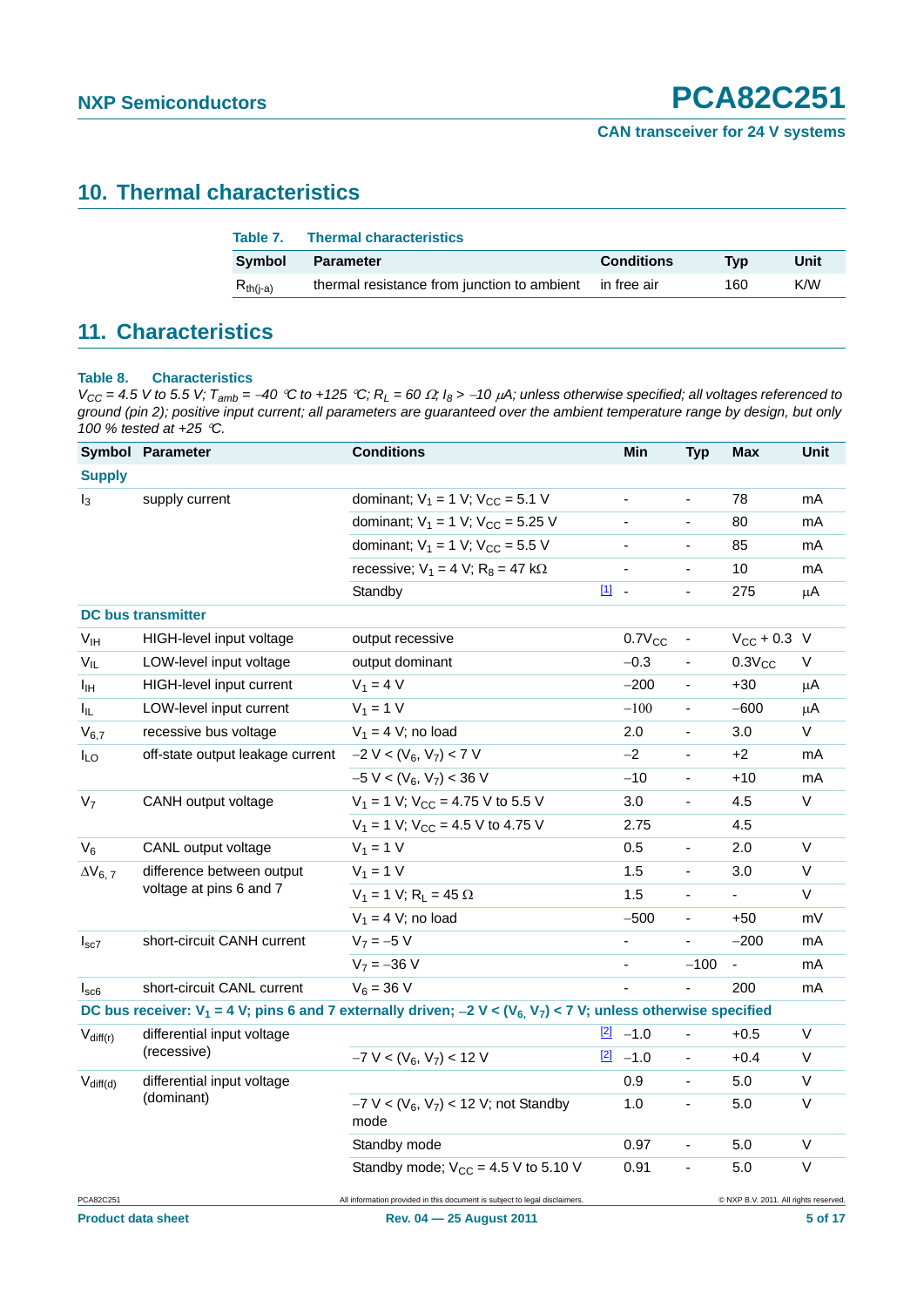## 10. Thermal characteristics

**Table 7. Thermal characteristics**

| Symbol | Parameter | Conditions | Typ | Unit |
|---|---|---|---|---|
| $R_{th(j-a)}$ | thermal resistance from junction to ambient | in free air | 160 | K/W |

## 11. Characteristics

**Table 8. Characteristics**

*$V_{CC}$ = 4.5 V to 5.5 V; $T_{amb}$ = −40 °C to +125 °C; $R_L$ = 60 Ω; $I_8$ > −10 μA; unless otherwise specified; all voltages referenced to ground (pin 2); positive input current; all parameters are guaranteed over the ambient temperature range by design, but only 100 % tested at +25 °C.*

| Symbol | Parameter | Conditions | | Min | Typ | Max | Unit |
|---|---|---|---|---|---|---|---|
| **Supply** | | | | | | | |
| $I_3$ | supply current | dominant; $V_1$ = 1 V; $V_{CC}$ = 5.1 V | | - | - | 78 | mA |
| | | dominant; $V_1$ = 1 V; $V_{CC}$ = 5.25 V | | - | - | 80 | mA |
| | | dominant; $V_1$ = 1 V; $V_{CC}$ = 5.5 V | | - | - | 85 | mA |
| | | recessive; $V_1$ = 4 V; $R_8$ = 47 kΩ | | - | - | 10 | mA |
| | | Standby | [1] | - | - | 275 | μA |
| **DC bus transmitter** | | | | | | | |
| $V_{IH}$ | HIGH-level input voltage | output recessive | | $0.7V_{CC}$ | - | $V_{CC}$ + 0.3 | V |
| $V_{IL}$ | LOW-level input voltage | output dominant | | −0.3 | - | $0.3V_{CC}$ | V |
| $I_{IH}$ | HIGH-level input current | $V_1$ = 4 V | | −200 | - | +30 | μA |
| $I_{IL}$ | LOW-level input current | $V_1$ = 1 V | | −100 | - | −600 | μA |
| $V_{6,7}$ | recessive bus voltage | $V_1$ = 4 V; no load | | 2.0 | - | 3.0 | V |
| $I_{LO}$ | off-state output leakage current | −2 V < ($V_6$, $V_7$) < 7 V | | −2 | - | +2 | mA |
| | | −5 V < ($V_6$, $V_7$) < 36 V | | −10 | - | +10 | mA |
| $V_7$ | CANH output voltage | $V_1$ = 1 V; $V_{CC}$ = 4.75 V to 5.5 V | | 3.0 | - | 4.5 | V |
| | | $V_1$ = 1 V; $V_{CC}$ = 4.5 V to 4.75 V | | 2.75 | | 4.5 | |
| $V_6$ | CANL output voltage | $V_1$ = 1 V | | 0.5 | - | 2.0 | V |
| $\Delta V_{6,7}$ | difference between output voltage at pins 6 and 7 | $V_1$ = 1 V | | 1.5 | - | 3.0 | V |
| | | $V_1$ = 1 V; $R_L$ = 45 Ω | | 1.5 | - | - | V |
| | | $V_1$ = 4 V; no load | | −500 | - | +50 | mV |
| $I_{sc7}$ | short-circuit CANH current | $V_7$ = −5 V | | - | - | −200 | mA |
| | | $V_7$ = −36 V | | - | −100 | - | mA |
| $I_{sc6}$ | short-circuit CANL current | $V_6$ = 36 V | | - | - | 200 | mA |
| **DC bus receiver: $V_1$ = 4 V; pins 6 and 7 externally driven; −2 V < ($V_6$, $V_7$) < 7 V; unless otherwise specified** | | | | | | | |
| $V_{diff(r)}$ | differential input voltage (recessive) | | [2] | −1.0 | - | +0.5 | V |
| | | −7 V < ($V_6$, $V_7$) < 12 V | [2] | −1.0 | - | +0.4 | V |
| $V_{diff(d)}$ | differential input voltage (dominant) | | | 0.9 | - | 5.0 | V |
| | | −7 V < ($V_6$, $V_7$) < 12 V; not Standby mode | | 1.0 | - | 5.0 | V |
| | | Standby mode | | 0.97 | - | 5.0 | V |
| | | Standby mode; $V_{CC}$ = 4.5 V to 5.10 V | | 0.91 | - | 5.0 | V |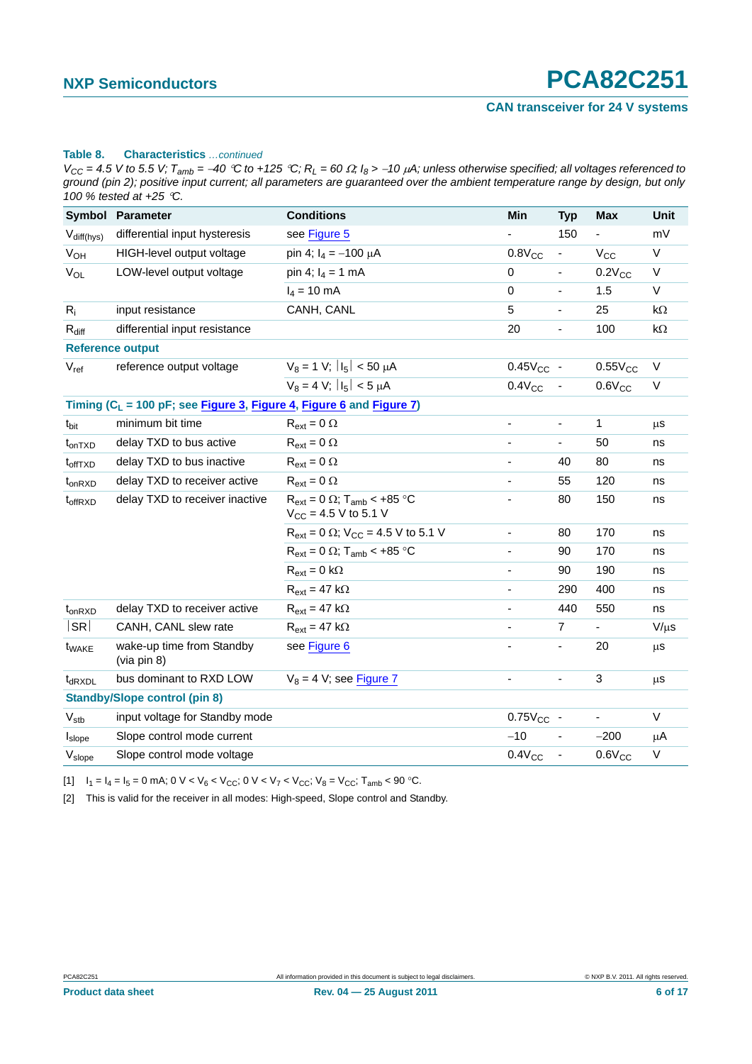**Table 8. Characteristics** *…continued*

*$V_{CC}$ = 4.5 V to 5.5 V; $T_{amb}$ = −40 °C to +125 °C; $R_L$ = 60 Ω; $I_8$ > −10 μA; unless otherwise specified; all voltages referenced to ground (pin 2); positive input current; all parameters are guaranteed over the ambient temperature range by design, but only 100 % tested at +25 °C.*

| Symbol | Parameter | Conditions | Min | Typ | Max | Unit |
|---|---|---|---|---|---|---|
| $V_{diff(hys)}$ | differential input hysteresis | see Figure 5 | - | 150 | - | mV |
| $V_{OH}$ | HIGH-level output voltage | pin 4; $I_4$ = −100 μA | $0.8V_{CC}$ | - | $V_{CC}$ | V |
| $V_{OL}$ | LOW-level output voltage | pin 4; $I_4$ = 1 mA | 0 | - | $0.2V_{CC}$ | V |
| | | $I_4$ = 10 mA | 0 | - | 1.5 | V |
| $R_i$ | input resistance | CANH, CANL | 5 | - | 25 | kΩ |
| $R_{diff}$ | differential input resistance | | 20 | - | 100 | kΩ |
| **Reference output** | | | | | | |
| $V_{ref}$ | reference output voltage | $V_8$ = 1 V; $\lvert I_5 \rvert$ < 50 μA | $0.45V_{CC}$ | - | $0.55V_{CC}$ | V |
| | | $V_8$ = 4 V; $\lvert I_5 \rvert$ < 5 μA | $0.4V_{CC}$ | - | $0.6V_{CC}$ | V |
| **Timing ($C_L$ = 100 pF; see Figure 3, Figure 4, Figure 6 and Figure 7)** | | | | | | |
| $t_{bit}$ | minimum bit time | $R_{ext}$ = 0 Ω | - | - | 1 | μs |
| $t_{onTXD}$ | delay TXD to bus active | $R_{ext}$ = 0 Ω | - | - | 50 | ns |
| $t_{offTXD}$ | delay TXD to bus inactive | $R_{ext}$ = 0 Ω | - | 40 | 80 | ns |
| $t_{onRXD}$ | delay TXD to receiver active | $R_{ext}$ = 0 Ω | - | 55 | 120 | ns |
| $t_{offRXD}$ | delay TXD to receiver inactive | $R_{ext}$ = 0 Ω; $T_{amb}$ < +85 °C $V_{CC}$ = 4.5 V to 5.1 V | - | 80 | 150 | ns |
| | | $R_{ext}$ = 0 Ω; $V_{CC}$ = 4.5 V to 5.1 V | - | 80 | 170 | ns |
| | | $R_{ext}$ = 0 Ω; $T_{amb}$ < +85 °C | - | 90 | 170 | ns |
| | | $R_{ext}$ = 0 kΩ | - | 90 | 190 | ns |
| | | $R_{ext}$ = 47 kΩ | - | 290 | 400 | ns |
| $t_{onRXD}$ | delay TXD to receiver active | $R_{ext}$ = 47 kΩ | - | 440 | 550 | ns |
| $\lvert SR \rvert$ | CANH, CANL slew rate | $R_{ext}$ = 47 kΩ | - | 7 | - | V/μs |
| $t_{WAKE}$ | wake-up time from Standby (via pin 8) | see Figure 6 | - | - | 20 | μs |
| $t_{dRXDL}$ | bus dominant to RXD LOW | $V_8$ = 4 V; see Figure 7 | - | - | 3 | μs |
| **Standby/Slope control (pin 8)** | | | | | | |
| $V_{stb}$ | input voltage for Standby mode | | $0.75V_{CC}$ | - | - | V |
| $I_{slope}$ | Slope control mode current | | −10 | - | −200 | μA |
| $V_{slope}$ | Slope control mode voltage | | $0.4V_{CC}$ | - | $0.6V_{CC}$ | V |

[1] $I_1 = I_4 = I_5$ = 0 mA; 0 V < $V_6$ < $V_{CC}$; 0 V < $V_7$ < $V_{CC}$; $V_8$ = $V_{CC}$; $T_{amb}$ < 90 °C.

[2] This is valid for the receiver in all modes: High-speed, Slope control and Standby.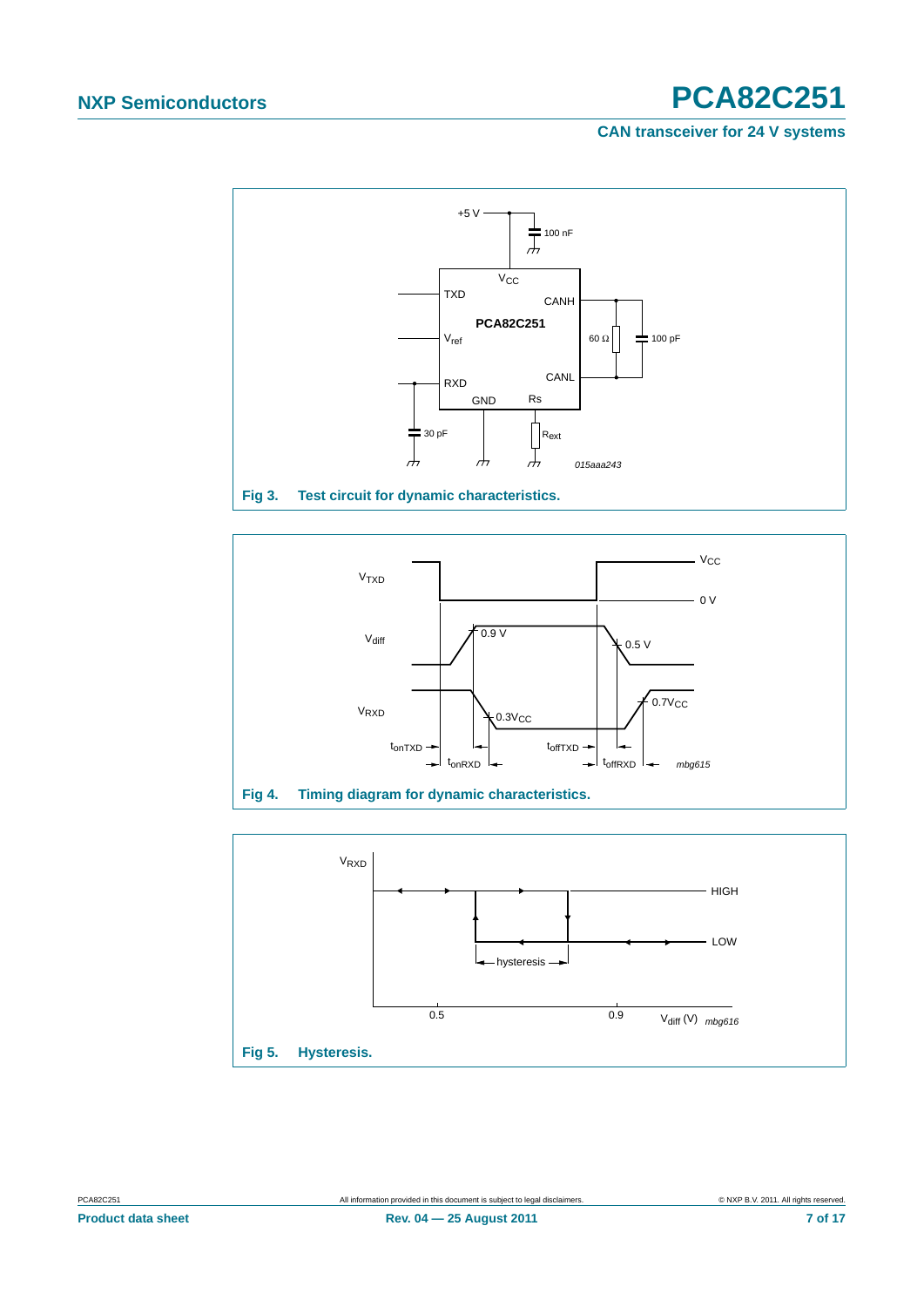**Fig 3. Test circuit for dynamic characteristics.**

**Fig 4. Timing diagram for dynamic characteristics.**

**Fig 5. Hysteresis.**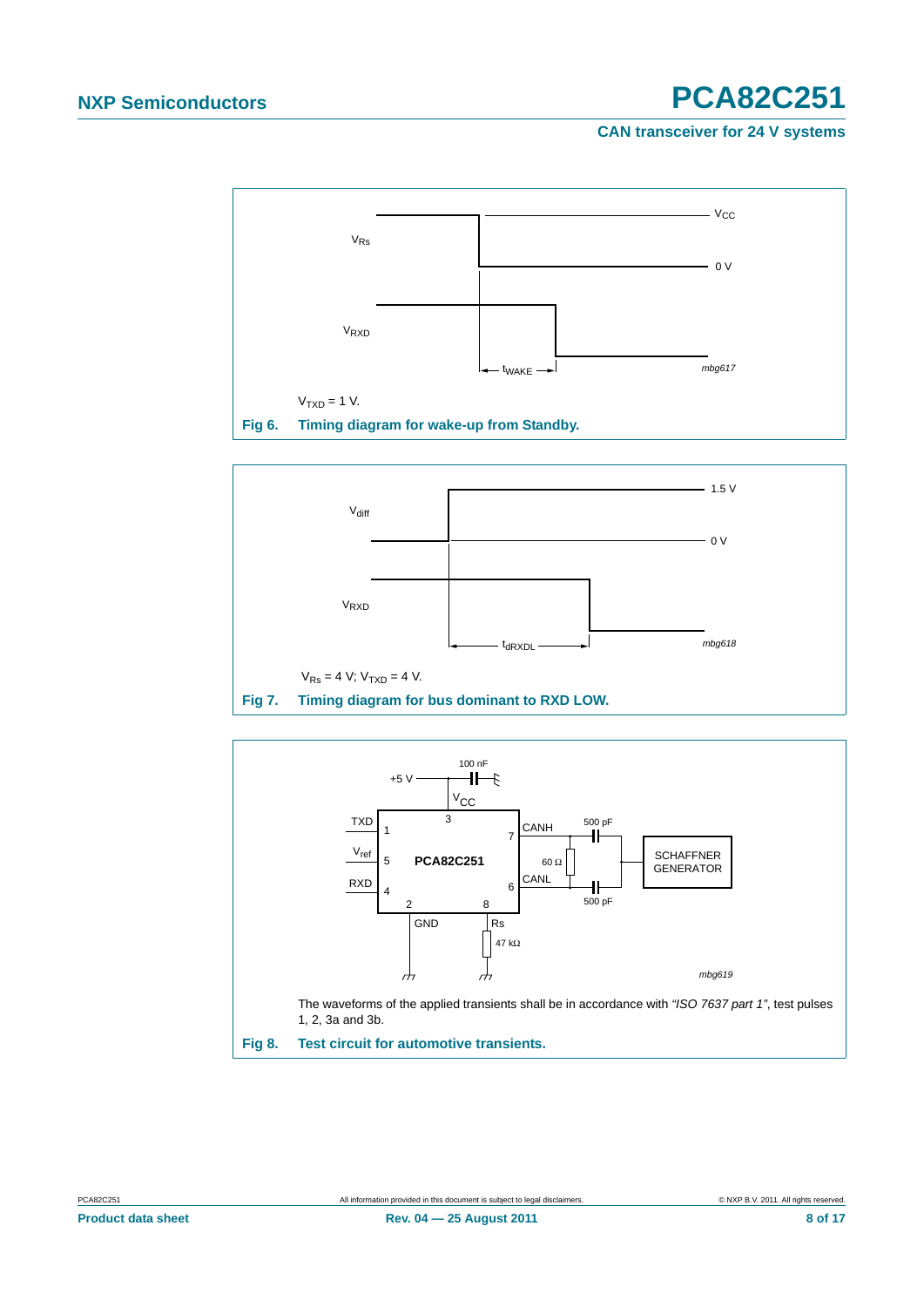$V_{TXD}$ = 1 V.

**Fig 6. Timing diagram for wake-up from Standby.**

$V_{Rs}$ = 4 V; $V_{TXD}$ = 4 V.

**Fig 7. Timing diagram for bus dominant to RXD LOW.**

The waveforms of the applied transients shall be in accordance with *“ISO 7637 part 1”*, test pulses 1, 2, 3a and 3b.

**Fig 8. Test circuit for automotive transients.**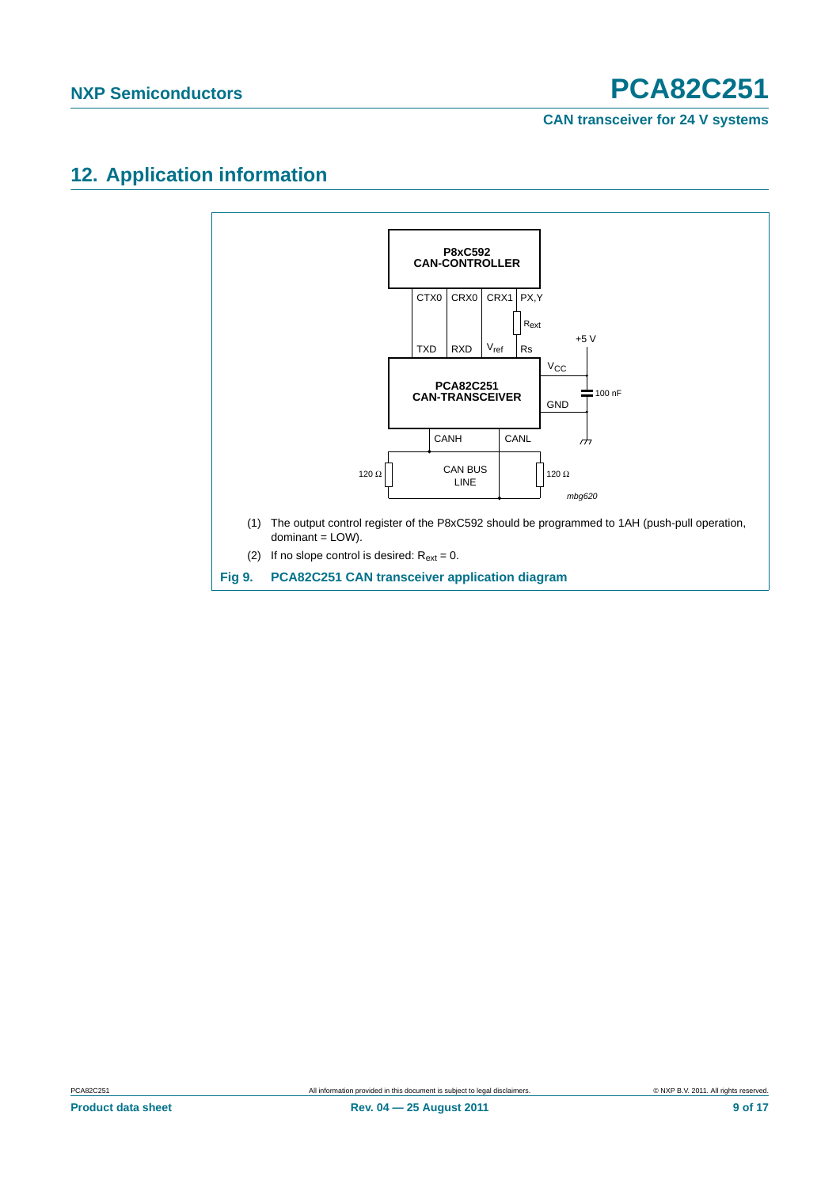## 12. Application information

(1) The output control register of the P8xC592 should be programmed to 1AH (push-pull operation, dominant = LOW).

(2) If no slope control is desired: $R_{ext} = 0$.

**Fig 9. PCA82C251 CAN transceiver application diagram**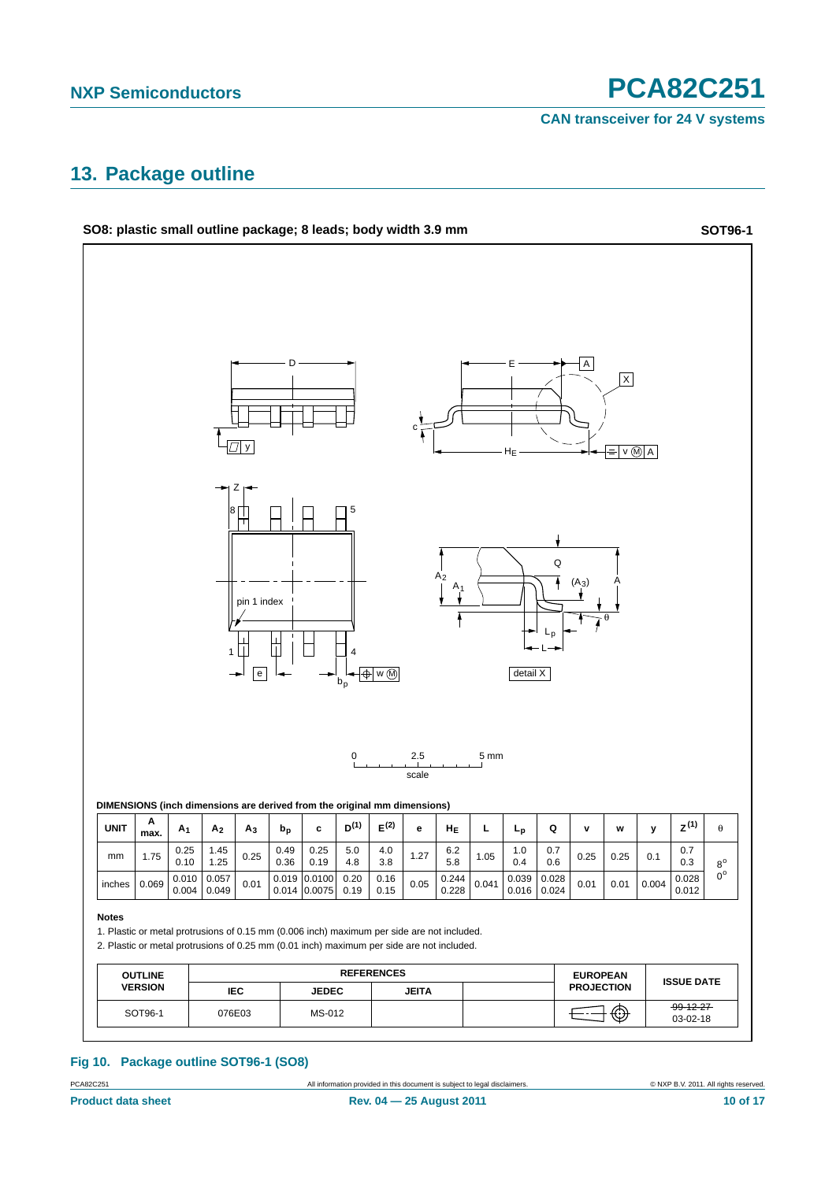## 13. Package outline

**SO8: plastic small outline package; 8 leads; body width 3.9 mm** **SOT96-1**

**DIMENSIONS (inch dimensions are derived from the original mm dimensions)**

| UNIT | A max. | $A_1$ | $A_2$ | $A_3$ | $b_p$ | c | D(1) | E(2) | e | $H_E$ | L | $L_p$ | Q | v | w | y | Z(1) | θ |
|---|---|---|---|---|---|---|---|---|---|---|---|---|---|---|---|---|---|---|
| mm | 1.75 | 0.25<br>0.10 | 1.45<br>1.25 | 0.25 | 0.49<br>0.36 | 0.25<br>0.19 | 5.0<br>4.8 | 4.0<br>3.8 | 1.27 | 6.2<br>5.8 | 1.05 | 1.0<br>0.4 | 0.7<br>0.6 | 0.25 | 0.25 | 0.1 | 0.7<br>0.3 | 8°<br>0° |
| inches | 0.069 | 0.010<br>0.004 | 0.057<br>0.049 | 0.01 | 0.019<br>0.014 | 0.0100<br>0.0075 | 0.20<br>0.19 | 0.16<br>0.15 | 0.05 | 0.244<br>0.228 | 0.041 | 0.039<br>0.016 | 0.028<br>0.024 | 0.01 | 0.01 | 0.004 | 0.028<br>0.012 | |

**Notes**

1. Plastic or metal protrusions of 0.15 mm (0.006 inch) maximum per side are not included.
2. Plastic or metal protrusions of 0.25 mm (0.01 inch) maximum per side are not included.

| OUTLINE VERSION | REFERENCES | | | | EUROPEAN PROJECTION | ISSUE DATE |
|---|---|---|---|---|---|---|
| | IEC | JEDEC | JEITA | | | |
| SOT96-1 | 076E03 | MS-012 | | | | ~~99-12-27~~<br>03-02-18 |

**Fig 10. Package outline SOT96-1 (SO8)**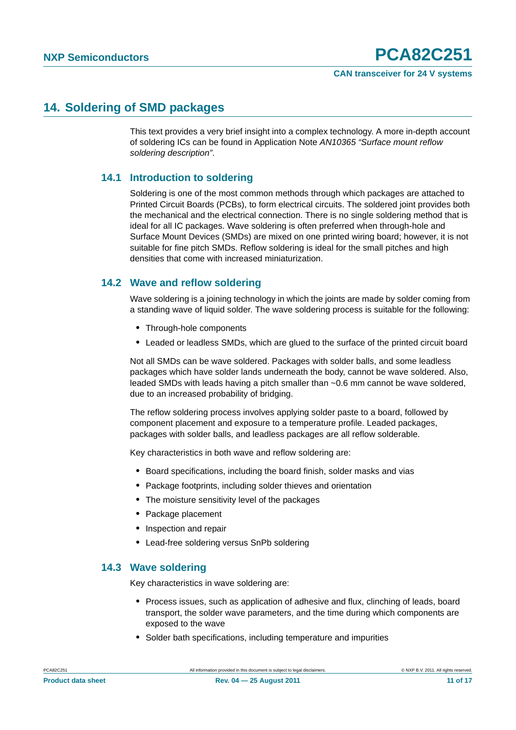## 14. Soldering of SMD packages

This text provides a very brief insight into a complex technology. A more in-depth account of soldering ICs can be found in Application Note *AN10365 “Surface mount reflow soldering description”*.

### 14.1 Introduction to soldering

Soldering is one of the most common methods through which packages are attached to Printed Circuit Boards (PCBs), to form electrical circuits. The soldered joint provides both the mechanical and the electrical connection. There is no single soldering method that is ideal for all IC packages. Wave soldering is often preferred when through-hole and Surface Mount Devices (SMDs) are mixed on one printed wiring board; however, it is not suitable for fine pitch SMDs. Reflow soldering is ideal for the small pitches and high densities that come with increased miniaturization.

### 14.2 Wave and reflow soldering

Wave soldering is a joining technology in which the joints are made by solder coming from a standing wave of liquid solder. The wave soldering process is suitable for the following:

- Through-hole components
- Leaded or leadless SMDs, which are glued to the surface of the printed circuit board

Not all SMDs can be wave soldered. Packages with solder balls, and some leadless packages which have solder lands underneath the body, cannot be wave soldered. Also, leaded SMDs with leads having a pitch smaller than ~0.6 mm cannot be wave soldered, due to an increased probability of bridging.

The reflow soldering process involves applying solder paste to a board, followed by component placement and exposure to a temperature profile. Leaded packages, packages with solder balls, and leadless packages are all reflow solderable.

Key characteristics in both wave and reflow soldering are:

- Board specifications, including the board finish, solder masks and vias
- Package footprints, including solder thieves and orientation
- The moisture sensitivity level of the packages
- Package placement
- Inspection and repair
- Lead-free soldering versus SnPb soldering

### 14.3 Wave soldering

Key characteristics in wave soldering are:

- Process issues, such as application of adhesive and flux, clinching of leads, board transport, the solder wave parameters, and the time during which components are exposed to the wave
- Solder bath specifications, including temperature and impurities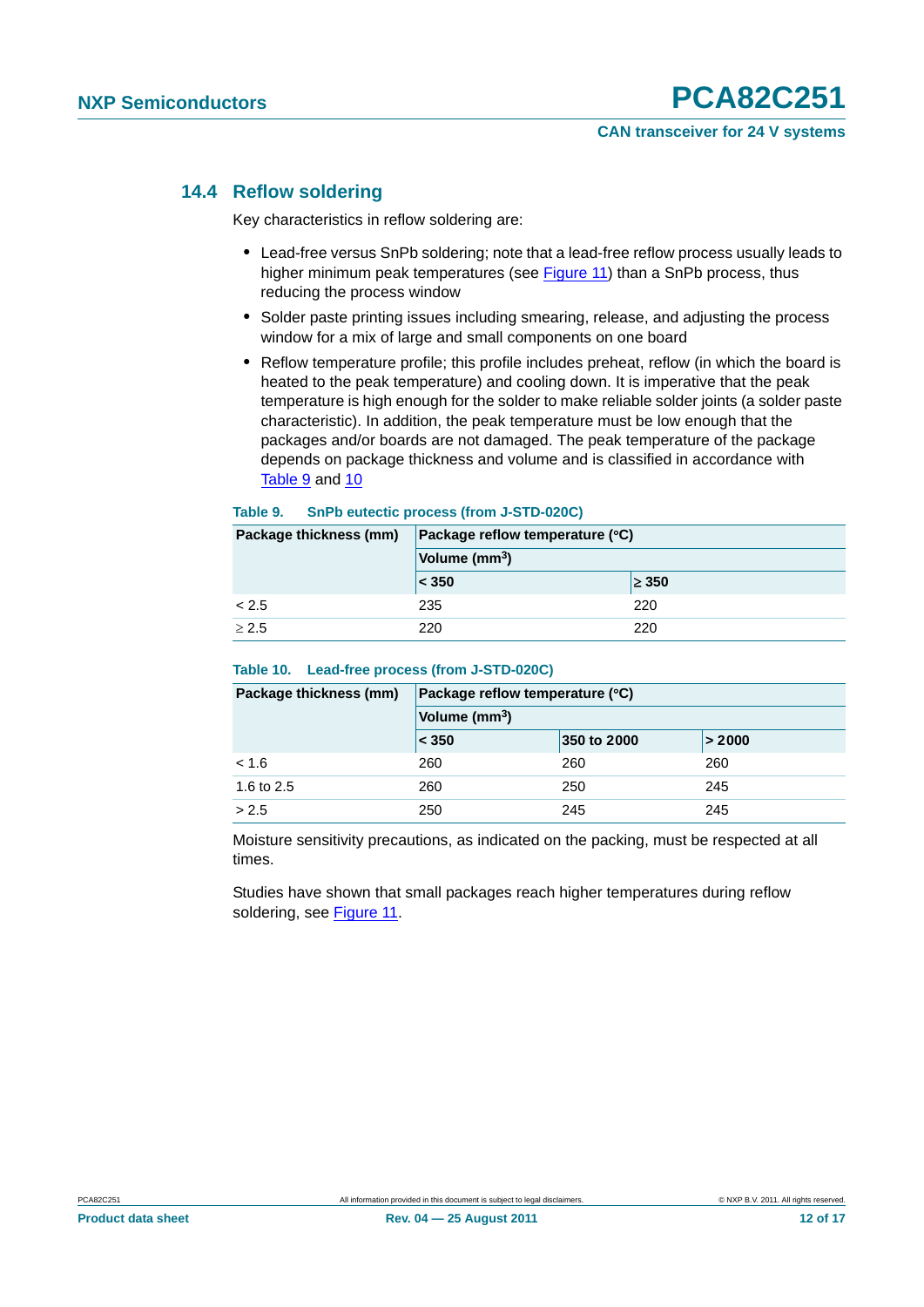### 14.4 Reflow soldering

Key characteristics in reflow soldering are:

- Lead-free versus SnPb soldering; note that a lead-free reflow process usually leads to higher minimum peak temperatures (see Figure 11) than a SnPb process, thus reducing the process window
- Solder paste printing issues including smearing, release, and adjusting the process window for a mix of large and small components on one board
- Reflow temperature profile; this profile includes preheat, reflow (in which the board is heated to the peak temperature) and cooling down. It is imperative that the peak temperature is high enough for the solder to make reliable solder joints (a solder paste characteristic). In addition, the peak temperature must be low enough that the packages and/or boards are not damaged. The peak temperature of the package depends on package thickness and volume and is classified in accordance with Table 9 and 10

**Table 9. SnPb eutectic process (from J-STD-020C)**

| Package thickness (mm) | Package reflow temperature (°C) | |
|---|---|---|
| | Volume (mm$^3$) | |
| | < 350 | ≥ 350 |
| < 2.5 | 235 | 220 |
| ≥ 2.5 | 220 | 220 |

**Table 10. Lead-free process (from J-STD-020C)**

| Package thickness (mm) | Package reflow temperature (°C) | | |
|---|---|---|---|
| | Volume (mm$^3$) | | |
| | < 350 | 350 to 2000 | > 2000 |
| < 1.6 | 260 | 260 | 260 |
| 1.6 to 2.5 | 260 | 250 | 245 |
| > 2.5 | 250 | 245 | 245 |

Moisture sensitivity precautions, as indicated on the packing, must be respected at all times.

Studies have shown that small packages reach higher temperatures during reflow soldering, see Figure 11.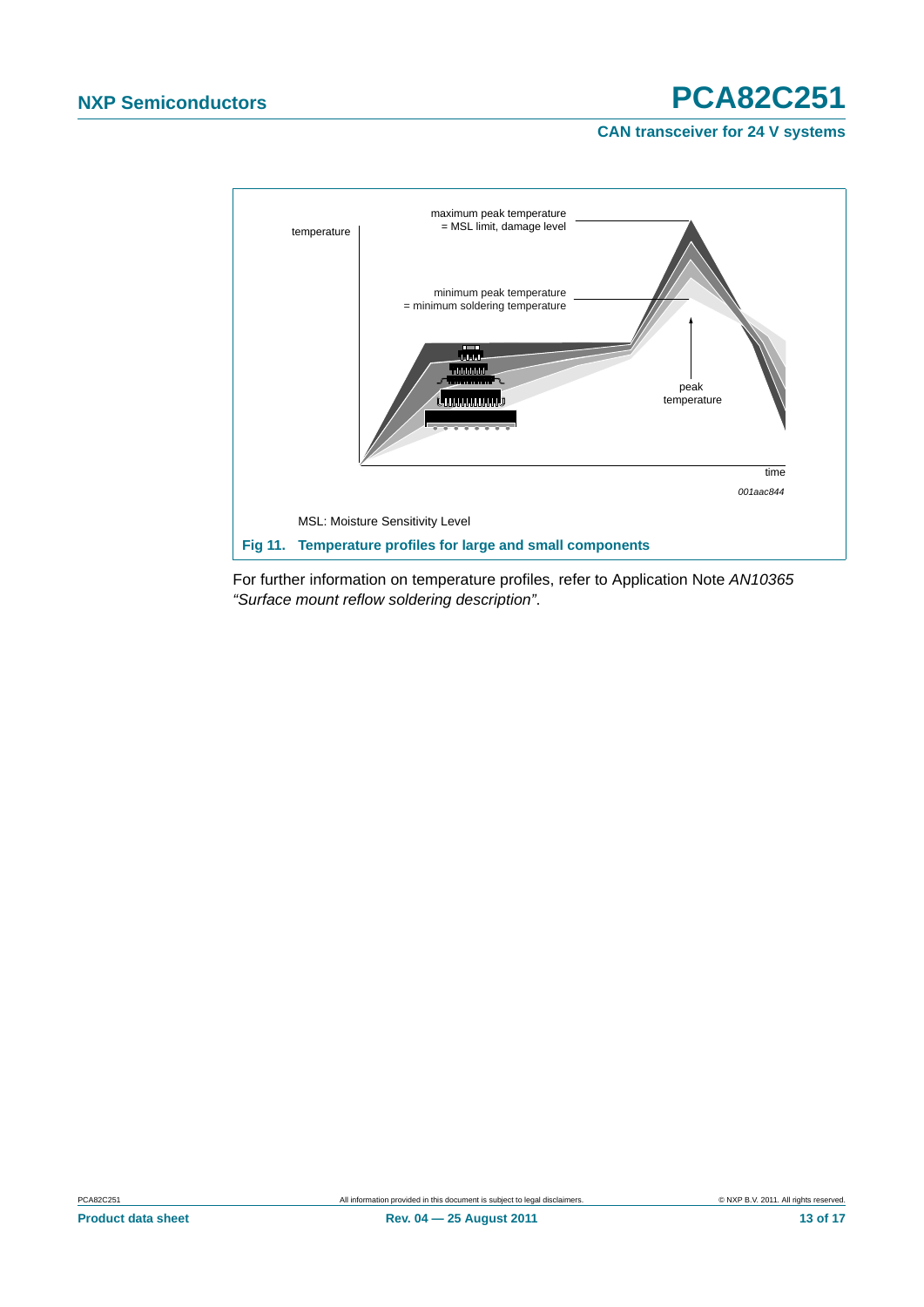MSL: Moisture Sensitivity Level

**Fig 11. Temperature profiles for large and small components**

For further information on temperature profiles, refer to Application Note *AN10365 "Surface mount reflow soldering description"*.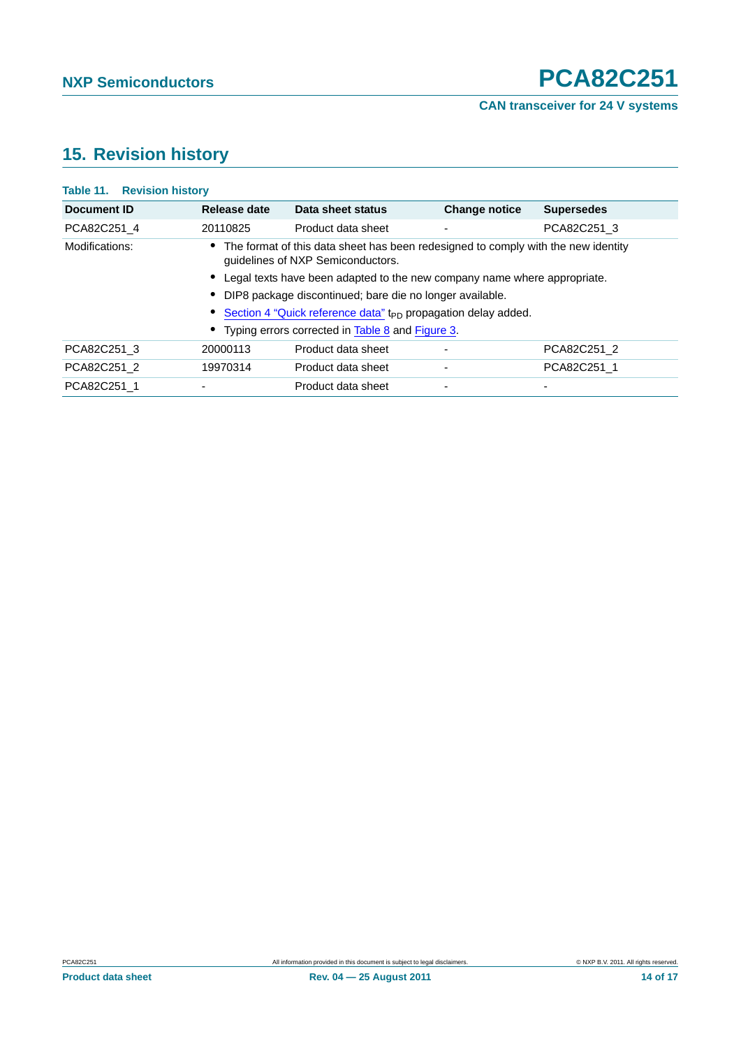## 15. Revision history

**Table 11. Revision history**

| Document ID | Release date | Data sheet status | Change notice | Supersedes |
|---|---|---|---|---|
| PCA82C251_4 | 20110825 | Product data sheet | - | PCA82C251_3 |
| Modifications: | • The format of this data sheet has been redesigned to comply with the new identity guidelines of NXP Semiconductors. • Legal texts have been adapted to the new company name where appropriate. • DIP8 package discontinued; bare die no longer available. • Section 4 "Quick reference data" $t_{PD}$ propagation delay added. • Typing errors corrected in Table 8 and Figure 3. | | | |
| PCA82C251_3 | 20000113 | Product data sheet | - | PCA82C251_2 |
| PCA82C251_2 | 19970314 | Product data sheet | - | PCA82C251_1 |
| PCA82C251_1 | - | Product data sheet | - | - |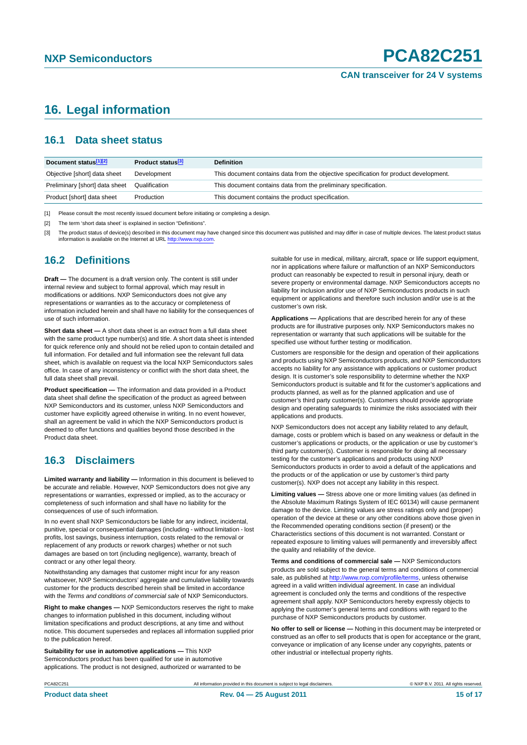# 16. Legal information

## 16.1 Data sheet status

| Document status[1][2] | Product status[3] | Definition |
|---|---|---|
| Objective [short] data sheet | Development | This document contains data from the objective specification for product development. |
| Preliminary [short] data sheet | Qualification | This document contains data from the preliminary specification. |
| Product [short] data sheet | Production | This document contains the product specification. |

[1] Please consult the most recently issued document before initiating or completing a design.

[2] The term 'short data sheet' is explained in section "Definitions".

[3] The product status of device(s) described in this document may have changed since this document was published and may differ in case of multiple devices. The latest product status information is available on the Internet at URL http://www.nxp.com.

## 16.2 Definitions

**Draft —** The document is a draft version only. The content is still under internal review and subject to formal approval, which may result in modifications or additions. NXP Semiconductors does not give any representations or warranties as to the accuracy or completeness of information included herein and shall have no liability for the consequences of use of such information.

**Short data sheet —** A short data sheet is an extract from a full data sheet with the same product type number(s) and title. A short data sheet is intended for quick reference only and should not be relied upon to contain detailed and full information. For detailed and full information see the relevant full data sheet, which is available on request via the local NXP Semiconductors sales office. In case of any inconsistency or conflict with the short data sheet, the full data sheet shall prevail.

**Product specification —** The information and data provided in a Product data sheet shall define the specification of the product as agreed between NXP Semiconductors and its customer, unless NXP Semiconductors and customer have explicitly agreed otherwise in writing. In no event however, shall an agreement be valid in which the NXP Semiconductors product is deemed to offer functions and qualities beyond those described in the Product data sheet.

## 16.3 Disclaimers

**Limited warranty and liability —** Information in this document is believed to be accurate and reliable. However, NXP Semiconductors does not give any representations or warranties, expressed or implied, as to the accuracy or completeness of such information and shall have no liability for the consequences of use of such information.

In no event shall NXP Semiconductors be liable for any indirect, incidental, punitive, special or consequential damages (including - without limitation - lost profits, lost savings, business interruption, costs related to the removal or replacement of any products or rework charges) whether or not such damages are based on tort (including negligence), warranty, breach of contract or any other legal theory.

Notwithstanding any damages that customer might incur for any reason whatsoever, NXP Semiconductors' aggregate and cumulative liability towards customer for the products described herein shall be limited in accordance with the *Terms and conditions of commercial sale* of NXP Semiconductors.

**Right to make changes —** NXP Semiconductors reserves the right to make changes to information published in this document, including without limitation specifications and product descriptions, at any time and without notice. This document supersedes and replaces all information supplied prior to the publication hereof.

**Suitability for use in automotive applications —** This NXP Semiconductors product has been qualified for use in automotive applications. The product is not designed, authorized or warranted to be suitable for use in medical, military, aircraft, space or life support equipment, nor in applications where failure or malfunction of an NXP Semiconductors product can reasonably be expected to result in personal injury, death or severe property or environmental damage. NXP Semiconductors accepts no liability for inclusion and/or use of NXP Semiconductors products in such equipment or applications and therefore such inclusion and/or use is at the customer's own risk.

**Applications —** Applications that are described herein for any of these products are for illustrative purposes only. NXP Semiconductors makes no representation or warranty that such applications will be suitable for the specified use without further testing or modification.

Customers are responsible for the design and operation of their applications and products using NXP Semiconductors products, and NXP Semiconductors accepts no liability for any assistance with applications or customer product design. It is customer's sole responsibility to determine whether the NXP Semiconductors product is suitable and fit for the customer's applications and products planned, as well as for the planned application and use of customer's third party customer(s). Customers should provide appropriate design and operating safeguards to minimize the risks associated with their applications and products.

NXP Semiconductors does not accept any liability related to any default, damage, costs or problem which is based on any weakness or default in the customer's applications or products, or the application or use by customer's third party customer(s). Customer is responsible for doing all necessary testing for the customer's applications and products using NXP Semiconductors products in order to avoid a default of the applications and the products or of the application or use by customer's third party customer(s). NXP does not accept any liability in this respect.

**Limiting values —** Stress above one or more limiting values (as defined in the Absolute Maximum Ratings System of IEC 60134) will cause permanent damage to the device. Limiting values are stress ratings only and (proper) operation of the device at these or any other conditions above those given in the Recommended operating conditions section (if present) or the Characteristics sections of this document is not warranted. Constant or repeated exposure to limiting values will permanently and irreversibly affect the quality and reliability of the device.

**Terms and conditions of commercial sale —** NXP Semiconductors products are sold subject to the general terms and conditions of commercial sale, as published at http://www.nxp.com/profile/terms, unless otherwise agreed in a valid written individual agreement. In case an individual agreement is concluded only the terms and conditions of the respective agreement shall apply. NXP Semiconductors hereby expressly objects to applying the customer's general terms and conditions with regard to the purchase of NXP Semiconductors products by customer.

**No offer to sell or license —** Nothing in this document may be interpreted or construed as an offer to sell products that is open for acceptance or the grant, conveyance or implication of any license under any copyrights, patents or other industrial or intellectual property rights.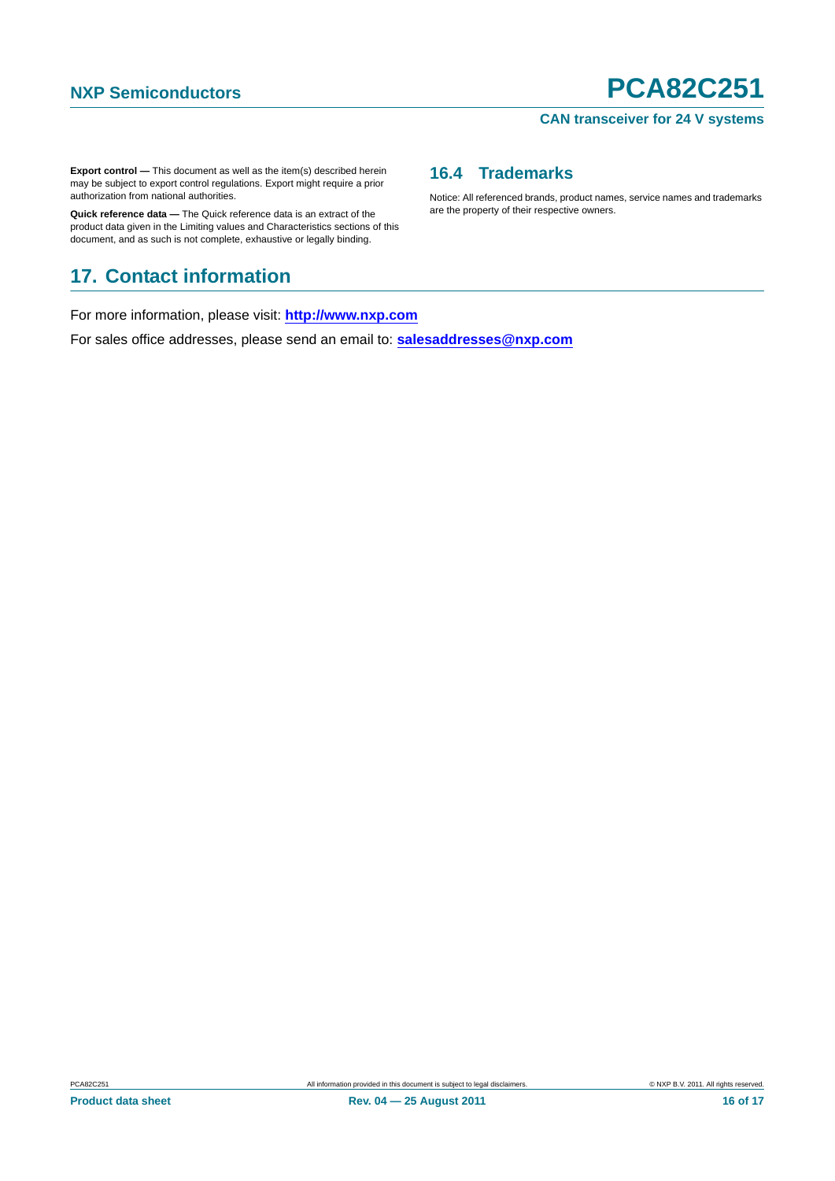**Export control —** This document as well as the item(s) described herein may be subject to export control regulations. Export might require a prior authorization from national authorities.

**Quick reference data —** The Quick reference data is an extract of the product data given in the Limiting values and Characteristics sections of this document, and as such is not complete, exhaustive or legally binding.

### 16.4 Trademarks

Notice: All referenced brands, product names, service names and trademarks are the property of their respective owners.

## 17. Contact information

For more information, please visit: **http://www.nxp.com**

For sales office addresses, please send an email to: **salesaddresses@nxp.com**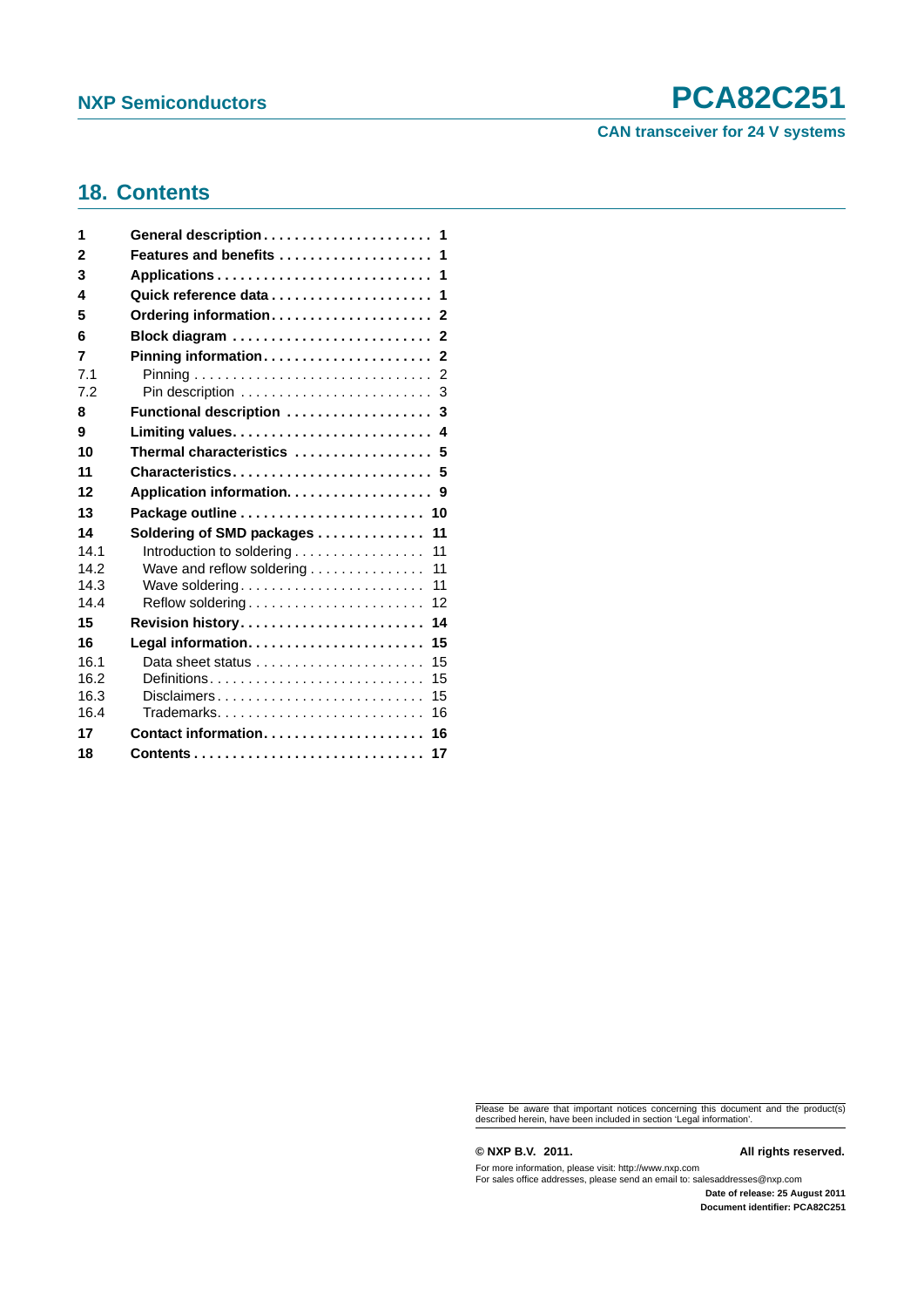## 18. Contents

| | | |
|---|---|---|
| **1** | **General description** | **1** |
| **2** | **Features and benefits** | **1** |
| **3** | **Applications** | **1** |
| **4** | **Quick reference data** | **1** |
| **5** | **Ordering information** | **2** |
| **6** | **Block diagram** | **2** |
| **7** | **Pinning information** | **2** |
| 7.1 | Pinning | 2 |
| 7.2 | Pin description | 3 |
| **8** | **Functional description** | **3** |
| **9** | **Limiting values** | **4** |
| **10** | **Thermal characteristics** | **5** |
| **11** | **Characteristics** | **5** |
| **12** | **Application information** | **9** |
| **13** | **Package outline** | **10** |
| **14** | **Soldering of SMD packages** | **11** |
| 14.1 | Introduction to soldering | 11 |
| 14.2 | Wave and reflow soldering | 11 |
| 14.3 | Wave soldering | 11 |
| 14.4 | Reflow soldering | 12 |
| **15** | **Revision history** | **14** |
| **16** | **Legal information** | **15** |
| 16.1 | Data sheet status | 15 |
| 16.2 | Definitions | 15 |
| 16.3 | Disclaimers | 15 |
| 16.4 | Trademarks | 16 |
| **17** | **Contact information** | **16** |
| **18** | **Contents** | **17** |

Please be aware that important notices concerning this document and the product(s) described herein, have been included in section 'Legal information'.

**© NXP B.V. 2011.** **All rights reserved.**

For more information, please visit: http://www.nxp.com
For sales office addresses, please send an email to: salesaddresses@nxp.com

**Date of release: 25 August 2011**
**Document identifier: PCA82C251**